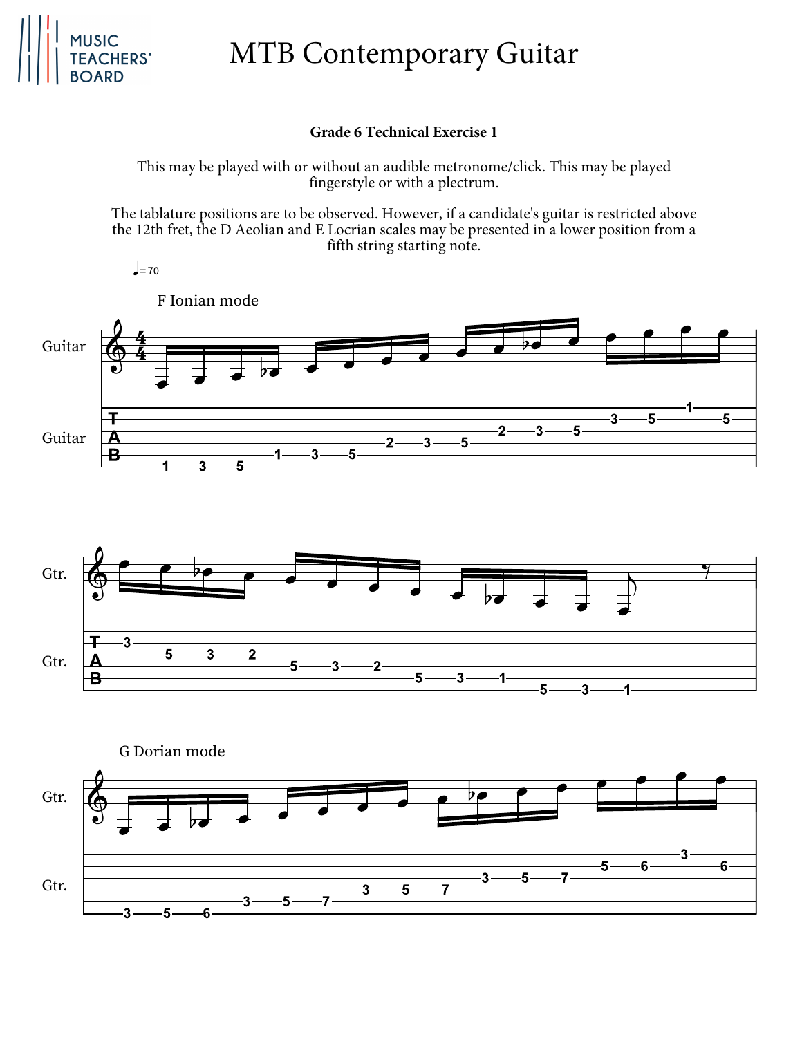# MTB Contemporary Guitar

**Grade 6 Technical Exercise 1**

This may be played with or without an audible metronome/click. This may be played fingerstyle or with a plectrum.

The tablature positions are to be observed. However, if a candidate's guitar is restricted above the 12th fret, the D Aeolian and E Locrian scales may be presented in a lower position from a fifth string starting note.

♩= 70

F Ionian mode

G Dorian mode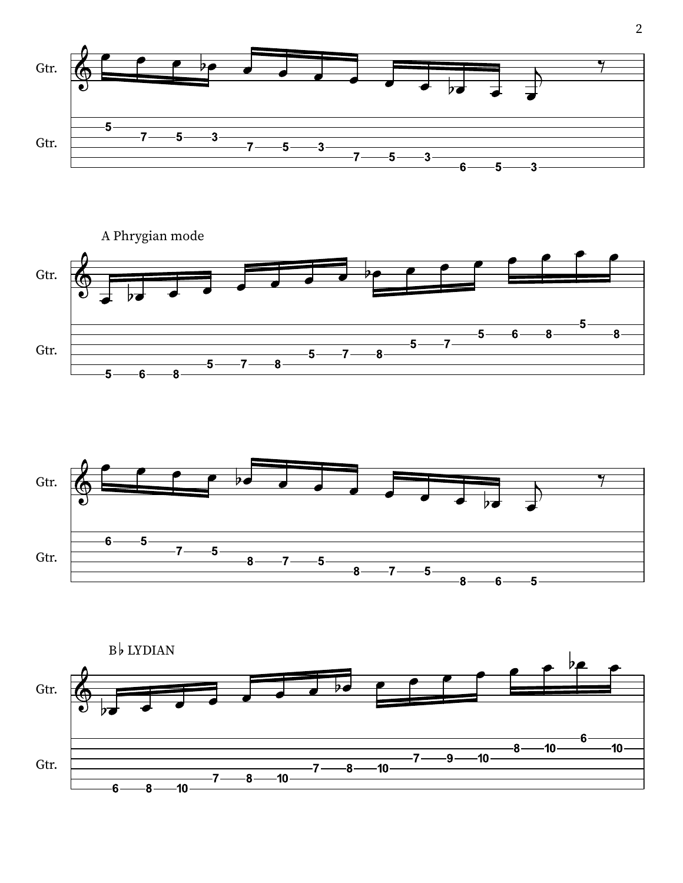A Phrygian mode

B♭ LYDIAN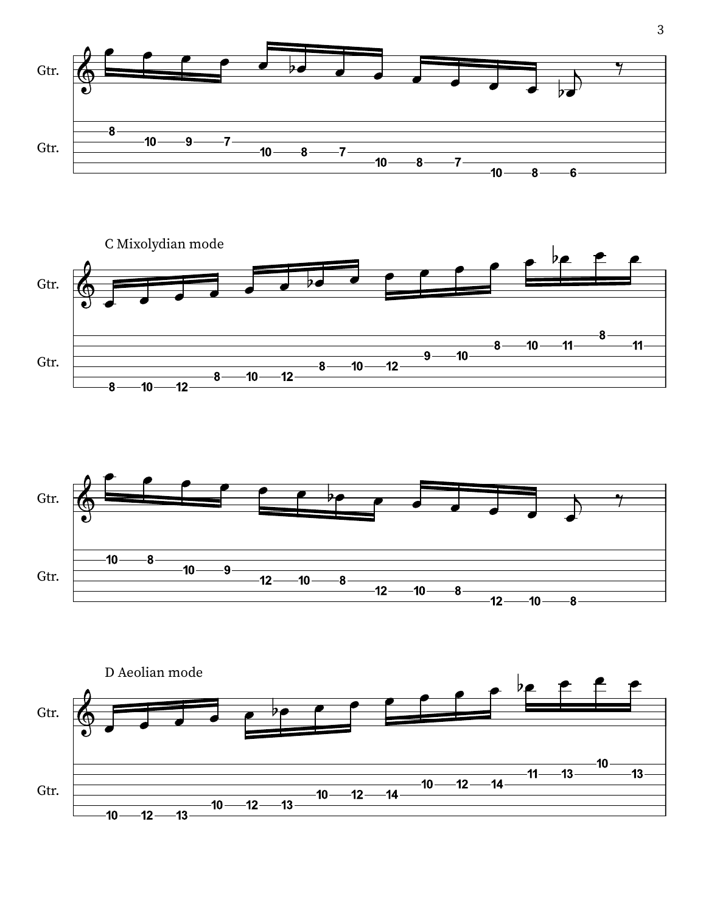C Mixolydian mode

D Aeolian mode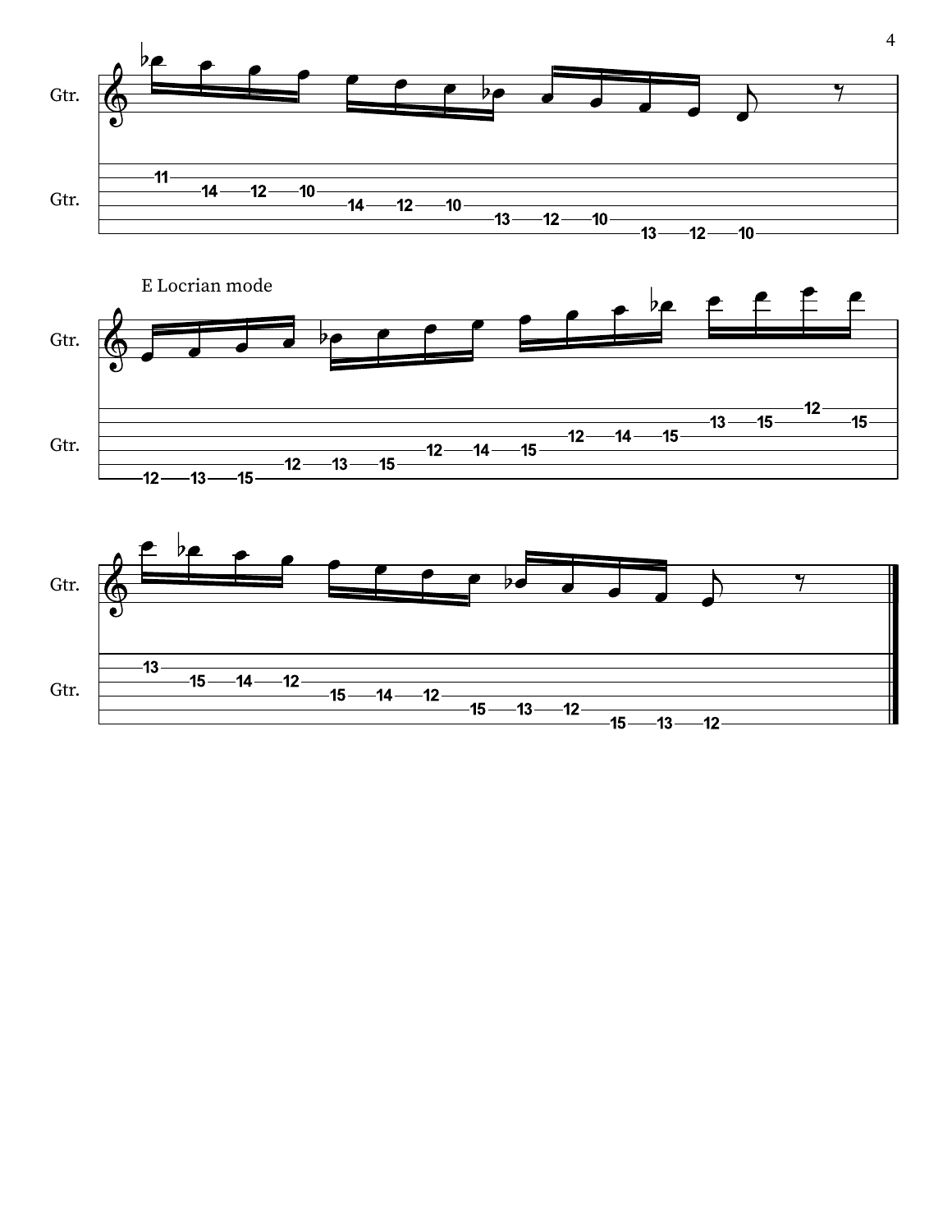E Locrian mode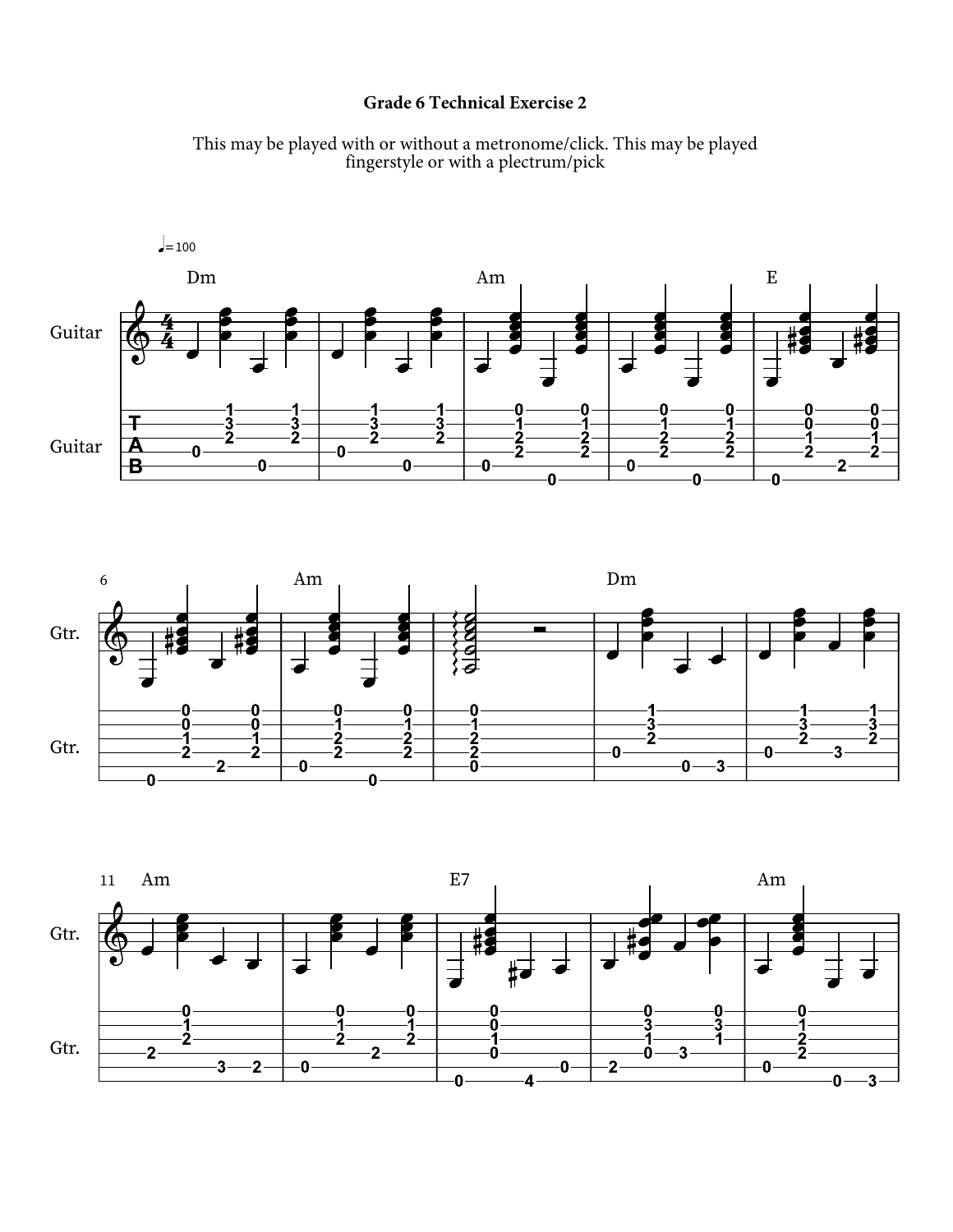# Grade 6 Technical Exercise 2

This may be played with or without a metronome/click. This may be played fingerstyle or with a plectrum/pick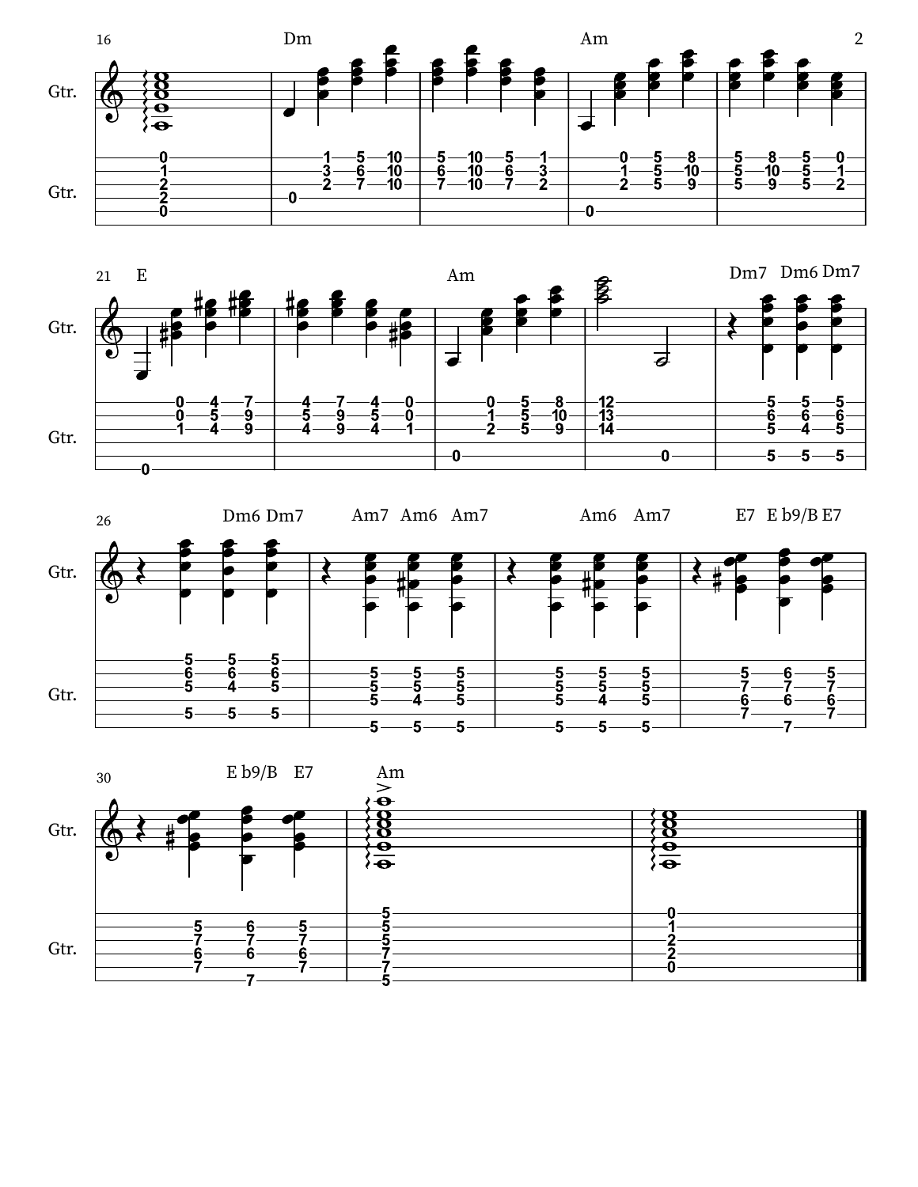16 Dm Am 2

Gtr.

Gtr.

21 E Am Dm7 Dm6 Dm7

Gtr.

Gtr.

26 Dm6 Dm7 Am7 Am6 Am7 Am6 Am7 E7 E b9/B E7

Gtr.

Gtr.

30 E b9/B E7 Am

Gtr.

Gtr.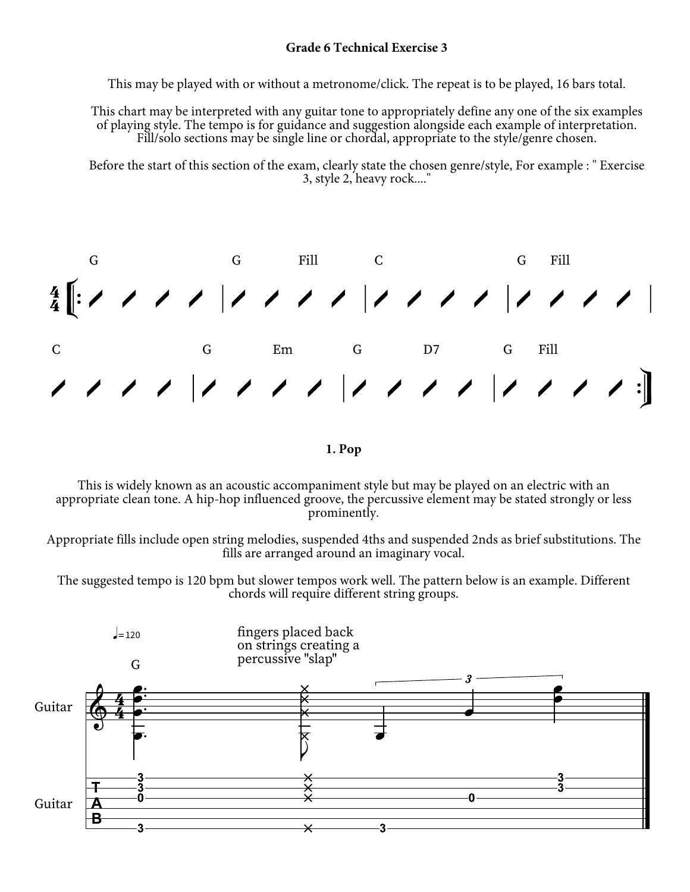**Grade 6 Technical Exercise 3**

This may be played with or without a metronome/click. The repeat is to be played, 16 bars total.

This chart may be interpreted with any guitar tone to appropriately define any one of the six examples of playing style. The tempo is for guidance and suggestion alongside each example of interpretation. Fill/solo sections may be single line or chordal, appropriate to the style/genre chosen.

Before the start of this section of the exam, clearly state the chosen genre/style, For example : " Exercise 3, style 2, heavy rock...."

G | G Fill | C | G Fill |

C | G | Em G | D7 | G Fill :|

**1. Pop**

This is widely known as an acoustic accompaniment style but may be played on an electric with an appropriate clean tone. A hip-hop influenced groove, the percussive element may be stated strongly or less prominently.

Appropriate fills include open string melodies, suspended 4ths and suspended 2nds as brief substitutions. The fills are arranged around an imaginary vocal.

The suggested tempo is 120 bpm but slower tempos work well. The pattern below is an example. Different chords will require different string groups.

♩=120

G

fingers placed back on strings creating a percussive "slap"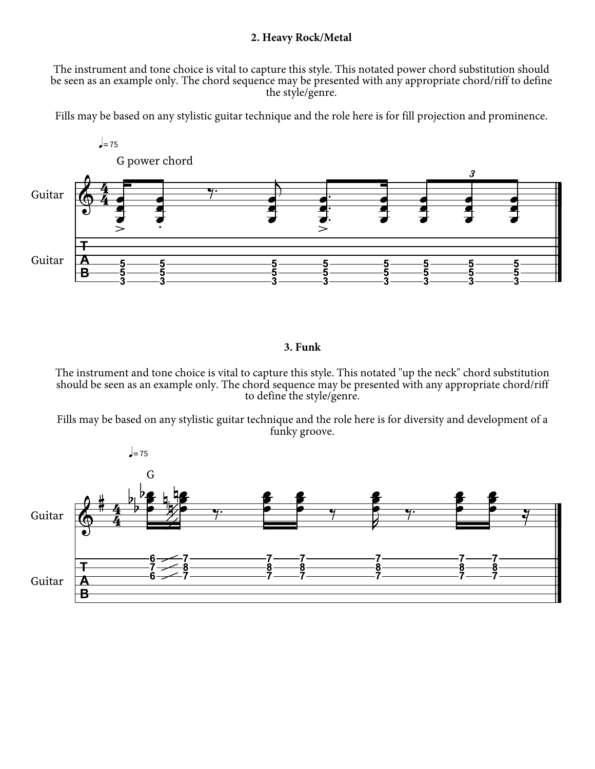### 2. Heavy Rock/Metal

The instrument and tone choice is vital to capture this style. This notated power chord substitution should be seen as an example only. The chord sequence may be presented with any appropriate chord/riff to define the style/genre.

Fills may be based on any stylistic guitar technique and the role here is for fill projection and prominence.

### 3. Funk

The instrument and tone choice is vital to capture this style. This notated "up the neck" chord substitution should be seen as an example only. The chord sequence may be presented with any appropriate chord/riff to define the style/genre.

Fills may be based on any stylistic guitar technique and the role here is for diversity and development of a funky groove.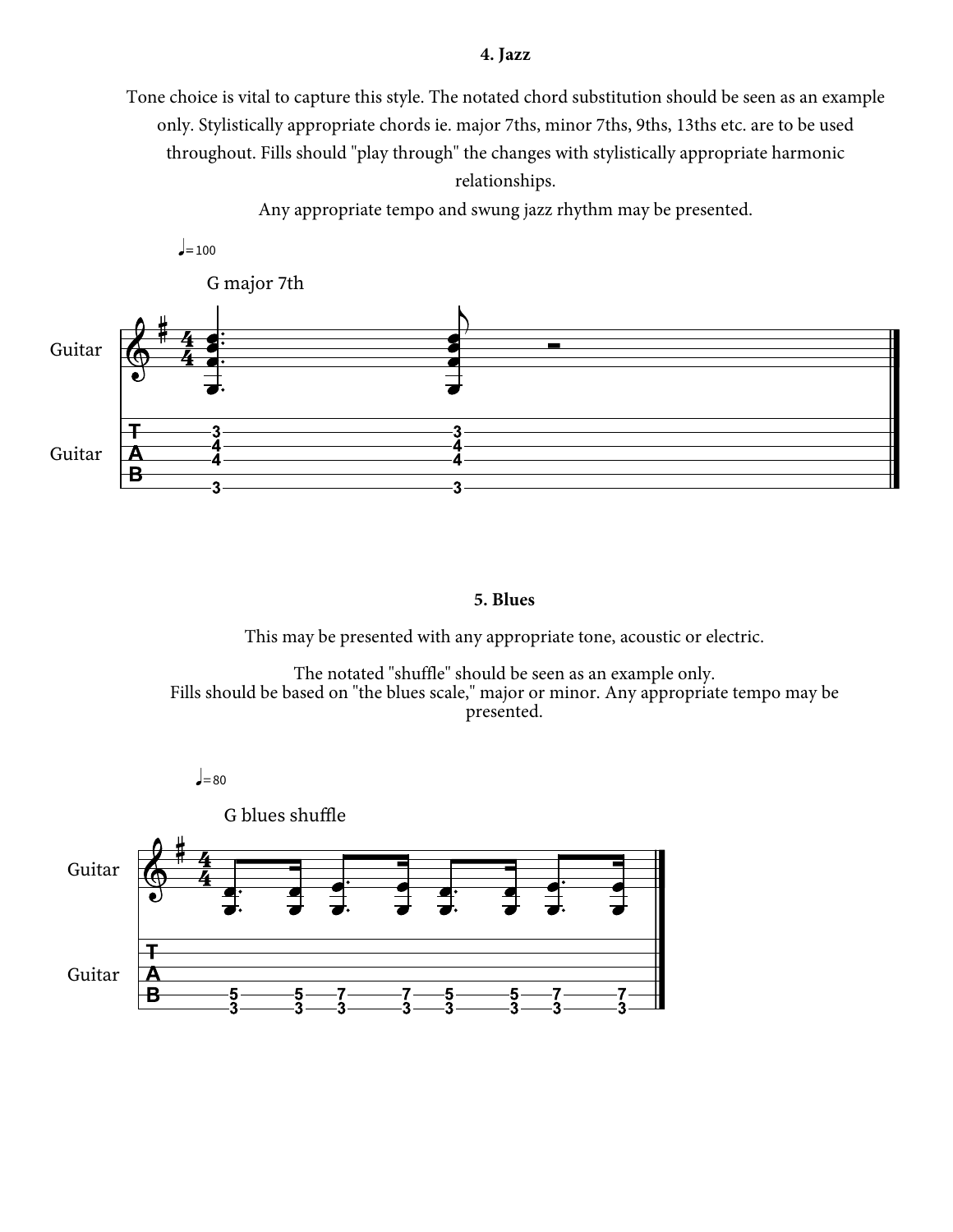### 4. Jazz

Tone choice is vital to capture this style. The notated chord substitution should be seen as an example only. Stylistically appropriate chords ie. major 7ths, minor 7ths, 9ths, 13ths etc. are to be used throughout. Fills should "play through" the changes with stylistically appropriate harmonic relationships.

Any appropriate tempo and swung jazz rhythm may be presented.

♩= 100

G major 7th

### 5. Blues

This may be presented with any appropriate tone, acoustic or electric.

The notated "shuffle" should be seen as an example only.
Fills should be based on "the blues scale," major or minor. Any appropriate tempo may be presented.

♩= 80

G blues shuffle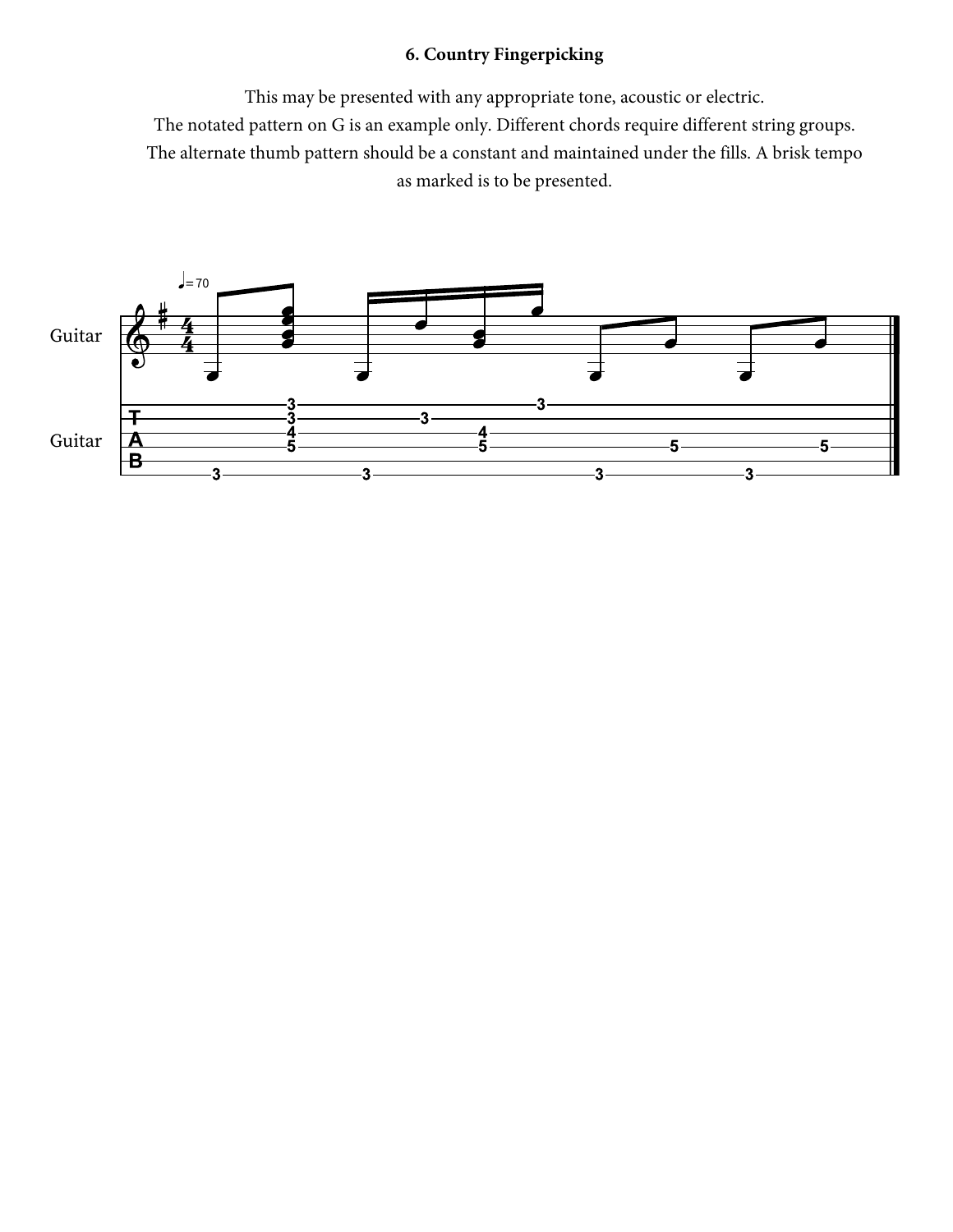### 6. Country Fingerpicking

This may be presented with any appropriate tone, acoustic or electric.
The notated pattern on G is an example only. Different chords require different string groups.
The alternate thumb pattern should be a constant and maintained under the fills. A brisk tempo as marked is to be presented.